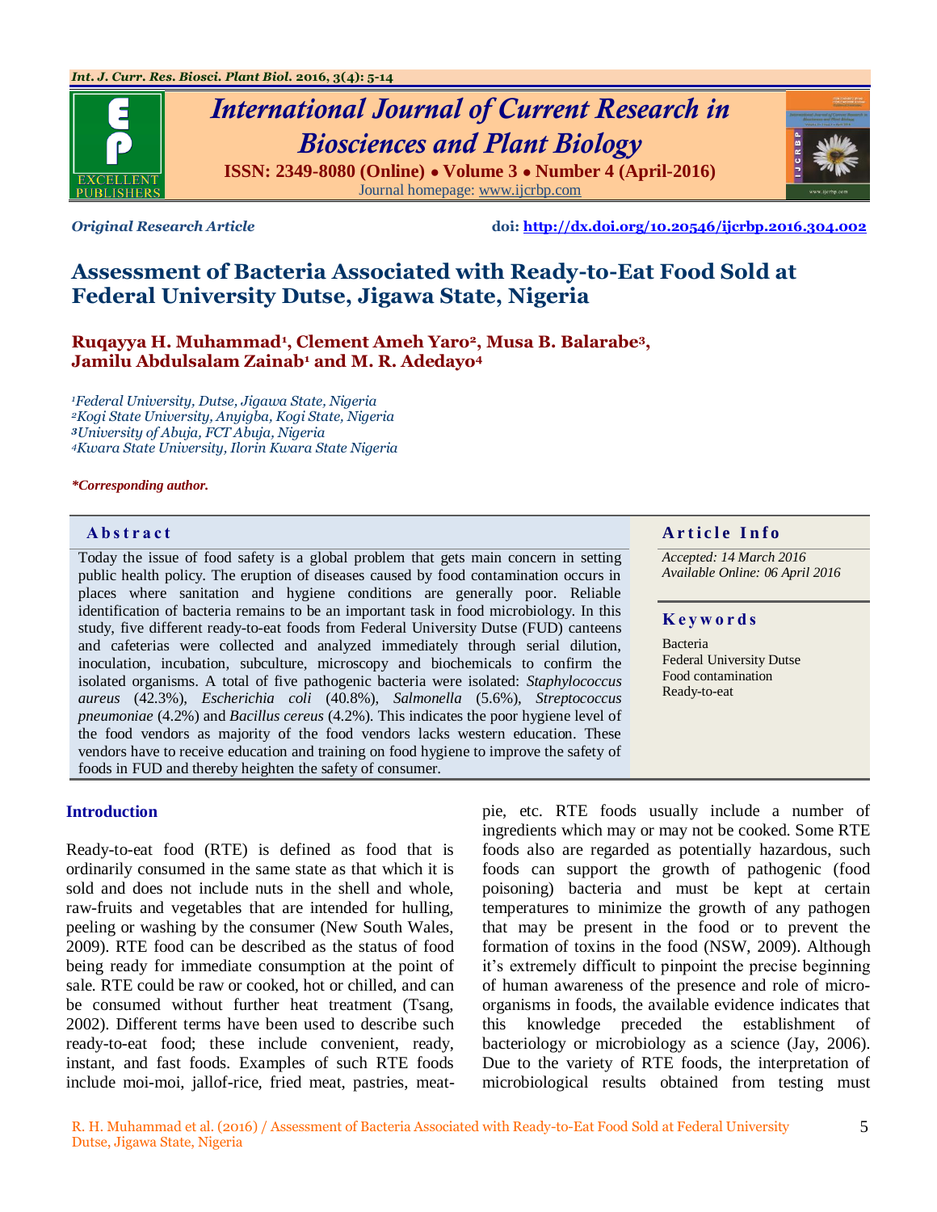*Original Research Article*

doi: http://dx.doi.org/10.20546/ijcrbp.2016.304.002

# Assessment of Bacteria Associated with Ready-to-Eat Food Sold at Federal University Dutse, Jigawa State, Nigeria

**Ruqayya H. Muhammad[1], Clement Ameh Yaro[2], Musa B. Balarabe[3], Jamilu Abdulsalam Zainab[1] and M. R. Adedayo[4]**

[1]*Federal University, Dutse, Jigawa State, Nigeria*
[2]*Kogi State University, Anyigba, Kogi State, Nigeria*
[3]*University of Abuja, FCT Abuja, Nigeria*
[4]*Kwara State University, Ilorin Kwara State Nigeria*

***Corresponding author.***

## Abstract

Today the issue of food safety is a global problem that gets main concern in setting public health policy. The eruption of diseases caused by food contamination occurs in places where sanitation and hygiene conditions are generally poor. Reliable identification of bacteria remains to be an important task in food microbiology. In this study, five different ready-to-eat foods from Federal University Dutse (FUD) canteens and cafeterias were collected and analyzed immediately through serial dilution, inoculation, incubation, subculture, microscopy and biochemicals to confirm the isolated organisms. A total of five pathogenic bacteria were isolated: *Staphylococcus aureus* (42.3%), *Escherichia coli* (40.8%), *Salmonella* (5.6%), *Streptococcus pneumoniae* (4.2%) and *Bacillus cereus* (4.2%). This indicates the poor hygiene level of the food vendors as majority of the food vendors lacks western education. These vendors have to receive education and training on food hygiene to improve the safety of foods in FUD and thereby heighten the safety of consumer.

## Article Info

*Accepted: 14 March 2016*
*Available Online: 06 April 2016*

## Keywords

Bacteria
Federal University Dutse
Food contamination
Ready-to-eat

## Introduction

Ready-to-eat food (RTE) is defined as food that is ordinarily consumed in the same state as that which it is sold and does not include nuts in the shell and whole, raw-fruits and vegetables that are intended for hulling, peeling or washing by the consumer (New South Wales, 2009). RTE food can be described as the status of food being ready for immediate consumption at the point of sale. RTE could be raw or cooked, hot or chilled, and can be consumed without further heat treatment (Tsang, 2002). Different terms have been used to describe such ready-to-eat food; these include convenient, ready, instant, and fast foods. Examples of such RTE foods include moi-moi, jallof-rice, fried meat, pastries, meat-pie, etc. RTE foods usually include a number of ingredients which may or may not be cooked. Some RTE foods also are regarded as potentially hazardous, such foods can support the growth of pathogenic (food poisoning) bacteria and must be kept at certain temperatures to minimize the growth of any pathogen that may be present in the food or to prevent the formation of toxins in the food (NSW, 2009). Although it's extremely difficult to pinpoint the precise beginning of human awareness of the presence and role of micro-organisms in foods, the available evidence indicates that this knowledge preceded the establishment of bacteriology or microbiology as a science (Jay, 2006). Due to the variety of RTE foods, the interpretation of microbiological results obtained from testing must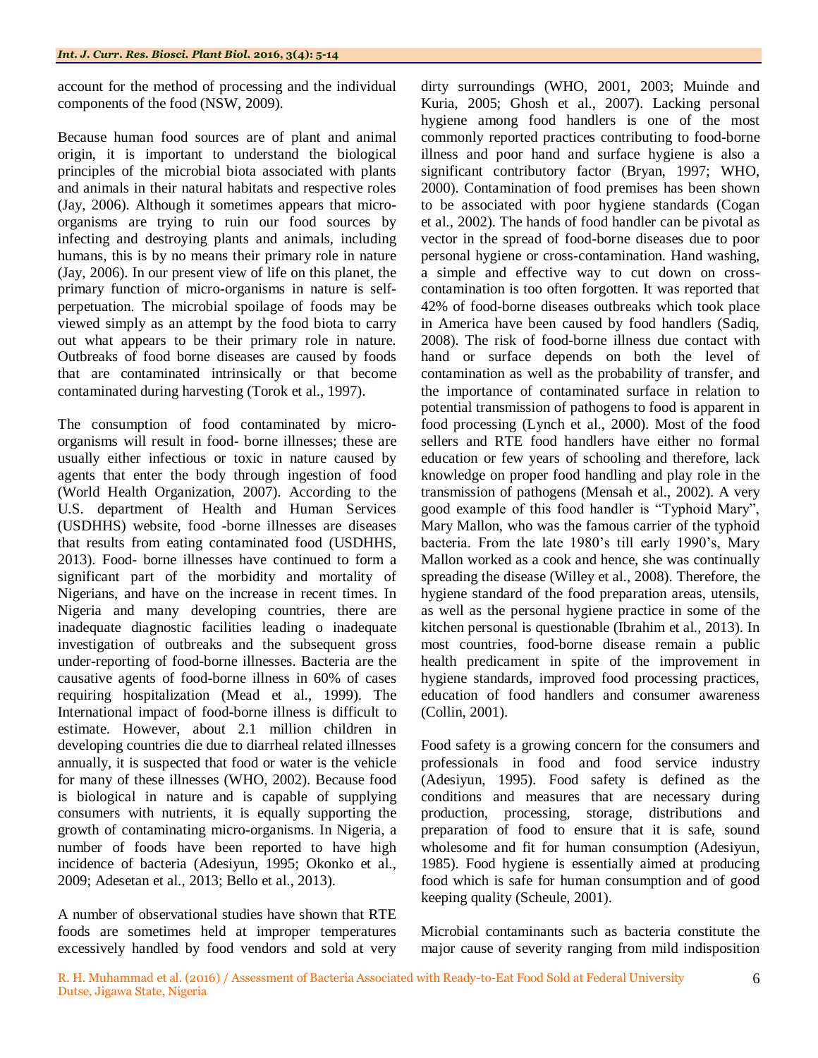account for the method of processing and the individual components of the food (NSW, 2009).

Because human food sources are of plant and animal origin, it is important to understand the biological principles of the microbial biota associated with plants and animals in their natural habitats and respective roles (Jay, 2006). Although it sometimes appears that micro-organisms are trying to ruin our food sources by infecting and destroying plants and animals, including humans, this is by no means their primary role in nature (Jay, 2006). In our present view of life on this planet, the primary function of micro-organisms in nature is self-perpetuation. The microbial spoilage of foods may be viewed simply as an attempt by the food biota to carry out what appears to be their primary role in nature. Outbreaks of food borne diseases are caused by foods that are contaminated intrinsically or that become contaminated during harvesting (Torok et al., 1997).

The consumption of food contaminated by micro-organisms will result in food- borne illnesses; these are usually either infectious or toxic in nature caused by agents that enter the body through ingestion of food (World Health Organization, 2007). According to the U.S. department of Health and Human Services (USDHHS) website, food -borne illnesses are diseases that results from eating contaminated food (USDHHS, 2013). Food- borne illnesses have continued to form a significant part of the morbidity and mortality of Nigerians, and have on the increase in recent times. In Nigeria and many developing countries, there are inadequate diagnostic facilities leading o inadequate investigation of outbreaks and the subsequent gross under-reporting of food-borne illnesses. Bacteria are the causative agents of food-borne illness in 60% of cases requiring hospitalization (Mead et al., 1999). The International impact of food-borne illness is difficult to estimate. However, about 2.1 million children in developing countries die due to diarrheal related illnesses annually, it is suspected that food or water is the vehicle for many of these illnesses (WHO, 2002). Because food is biological in nature and is capable of supplying consumers with nutrients, it is equally supporting the growth of contaminating micro-organisms. In Nigeria, a number of foods have been reported to have high incidence of bacteria (Adesiyun, 1995; Okonko et al., 2009; Adesetan et al., 2013; Bello et al., 2013).

A number of observational studies have shown that RTE foods are sometimes held at improper temperatures excessively handled by food vendors and sold at very dirty surroundings (WHO, 2001, 2003; Muinde and Kuria, 2005; Ghosh et al., 2007). Lacking personal hygiene among food handlers is one of the most commonly reported practices contributing to food-borne illness and poor hand and surface hygiene is also a significant contributory factor (Bryan, 1997; WHO, 2000). Contamination of food premises has been shown to be associated with poor hygiene standards (Cogan et al., 2002). The hands of food handler can be pivotal as vector in the spread of food-borne diseases due to poor personal hygiene or cross-contamination. Hand washing, a simple and effective way to cut down on cross-contamination is too often forgotten. It was reported that 42% of food-borne diseases outbreaks which took place in America have been caused by food handlers (Sadiq, 2008). The risk of food-borne illness due contact with hand or surface depends on both the level of contamination as well as the probability of transfer, and the importance of contaminated surface in relation to potential transmission of pathogens to food is apparent in food processing (Lynch et al., 2000). Most of the food sellers and RTE food handlers have either no formal education or few years of schooling and therefore, lack knowledge on proper food handling and play role in the transmission of pathogens (Mensah et al., 2002). A very good example of this food handler is "Typhoid Mary", Mary Mallon, who was the famous carrier of the typhoid bacteria. From the late 1980's till early 1990's, Mary Mallon worked as a cook and hence, she was continually spreading the disease (Willey et al., 2008). Therefore, the hygiene standard of the food preparation areas, utensils, as well as the personal hygiene practice in some of the kitchen personal is questionable (Ibrahim et al., 2013). In most countries, food-borne disease remain a public health predicament in spite of the improvement in hygiene standards, improved food processing practices, education of food handlers and consumer awareness (Collin, 2001).

Food safety is a growing concern for the consumers and professionals in food and food service industry (Adesiyun, 1995). Food safety is defined as the conditions and measures that are necessary during production, processing, storage, distributions and preparation of food to ensure that it is safe, sound wholesome and fit for human consumption (Adesiyun, 1985). Food hygiene is essentially aimed at producing food which is safe for human consumption and of good keeping quality (Scheule, 2001).

Microbial contaminants such as bacteria constitute the major cause of severity ranging from mild indisposition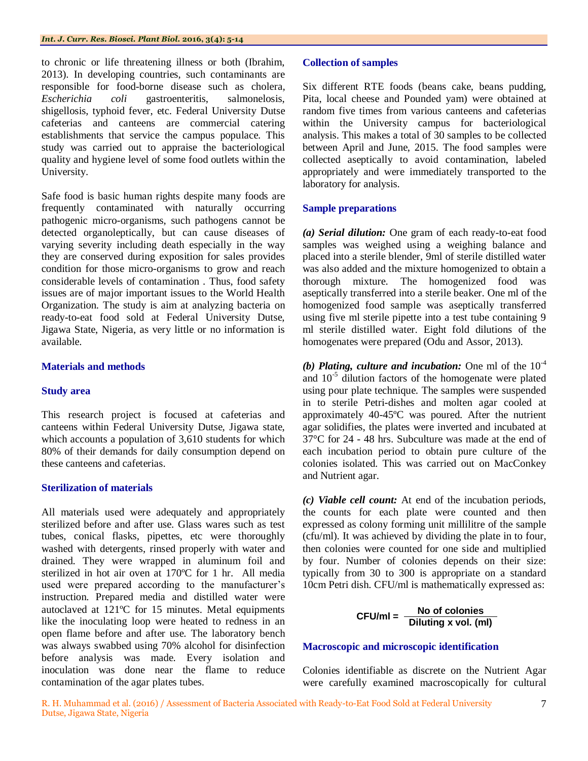to chronic or life threatening illness or both (Ibrahim, 2013). In developing countries, such contaminants are responsible for food-borne disease such as cholera, *Escherichia coli* gastroenteritis, salmonelosis, shigellosis, typhoid fever, etc. Federal University Dutse cafeterias and canteens are commercial catering establishments that service the campus populace. This study was carried out to appraise the bacteriological quality and hygiene level of some food outlets within the University.

Safe food is basic human rights despite many foods are frequently contaminated with naturally occurring pathogenic micro-organisms, such pathogens cannot be detected organoleptically, but can cause diseases of varying severity including death especially in the way they are conserved during exposition for sales provides condition for those micro-organisms to grow and reach considerable levels of contamination . Thus, food safety issues are of major important issues to the World Health Organization. The study is aim at analyzing bacteria on ready-to-eat food sold at Federal University Dutse, Jigawa State, Nigeria, as very little or no information is available.

## Materials and methods

### Study area

This research project is focused at cafeterias and canteens within Federal University Dutse, Jigawa state, which accounts a population of 3,610 students for which 80% of their demands for daily consumption depend on these canteens and cafeterias.

### Sterilization of materials

All materials used were adequately and appropriately sterilized before and after use. Glass wares such as test tubes, conical flasks, pipettes, etc were thoroughly washed with detergents, rinsed properly with water and drained. They were wrapped in aluminum foil and sterilized in hot air oven at 170ºC for 1 hr. All media used were prepared according to the manufacturer's instruction. Prepared media and distilled water were autoclaved at 121ºC for 15 minutes. Metal equipments like the inoculating loop were heated to redness in an open flame before and after use. The laboratory bench was always swabbed using 70% alcohol for disinfection before analysis was made. Every isolation and inoculation was done near the flame to reduce contamination of the agar plates tubes.

### Collection of samples

Six different RTE foods (beans cake, beans pudding, Pita, local cheese and Pounded yam) were obtained at random five times from various canteens and cafeterias within the University campus for bacteriological analysis. This makes a total of 30 samples to be collected between April and June, 2015. The food samples were collected aseptically to avoid contamination, labeled appropriately and were immediately transported to the laboratory for analysis.

### Sample preparations

***(a) Serial dilution:*** One gram of each ready-to-eat food samples was weighed using a weighing balance and placed into a sterile blender, 9ml of sterile distilled water was also added and the mixture homogenized to obtain a thorough mixture. The homogenized food was aseptically transferred into a sterile beaker. One ml of the homogenized food sample was aseptically transferred using five ml sterile pipette into a test tube containing 9 ml sterile distilled water. Eight fold dilutions of the homogenates were prepared (Odu and Assor, 2013).

***(b) Plating, culture and incubation:*** One ml of the $10^{-4}$ and $10^{-5}$ dilution factors of the homogenate were plated using pour plate technique. The samples were suspended in to sterile Petri-dishes and molten agar cooled at approximately 40-45ºC was poured. After the nutrient agar solidifies, the plates were inverted and incubated at 37°C for 24 - 48 hrs. Subculture was made at the end of each incubation period to obtain pure culture of the colonies isolated. This was carried out on MacConkey and Nutrient agar.

***(c) Viable cell count:*** At end of the incubation periods, the counts for each plate were counted and then expressed as colony forming unit millilitre of the sample (cfu/ml). It was achieved by dividing the plate in to four, then colonies were counted for one side and multiplied by four. Number of colonies depends on their size: typically from 30 to 300 is appropriate on a standard 10cm Petri dish. CFU/ml is mathematically expressed as:

$$\text{CFU/ml} = \frac{\text{No of colonies}}{\text{Diluting x vol. (ml)}}$$

### Macroscopic and microscopic identification

Colonies identifiable as discrete on the Nutrient Agar were carefully examined macroscopically for cultural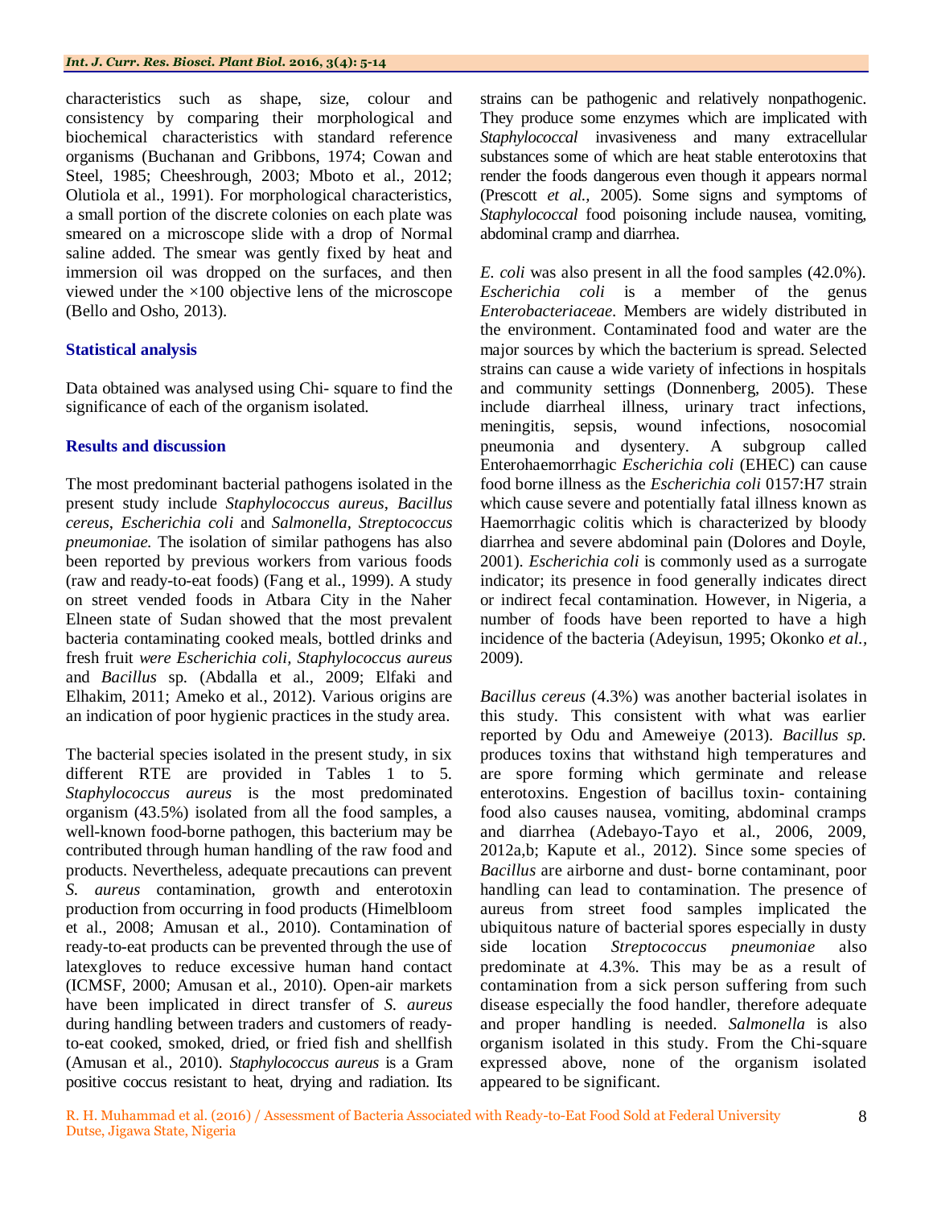characteristics such as shape, size, colour and consistency by comparing their morphological and biochemical characteristics with standard reference organisms (Buchanan and Gribbons, 1974; Cowan and Steel, 1985; Cheesbrough, 2003; Mboto et al., 2012; Olutiola et al., 1991). For morphological characteristics, a small portion of the discrete colonies on each plate was smeared on a microscope slide with a drop of Normal saline added. The smear was gently fixed by heat and immersion oil was dropped on the surfaces, and then viewed under the ×100 objective lens of the microscope (Bello and Osho, 2013).

### Statistical analysis

Data obtained was analysed using Chi- square to find the significance of each of the organism isolated.

### Results and discussion

The most predominant bacterial pathogens isolated in the present study include *Staphylococcus aureus*, *Bacillus cereus*, *Escherichia coli* and *Salmonella*, *Streptococcus pneumoniae.* The isolation of similar pathogens has also been reported by previous workers from various foods (raw and ready-to-eat foods) (Fang et al., 1999). A study on street vended foods in Atbara City in the Naher Elneen state of Sudan showed that the most prevalent bacteria contaminating cooked meals, bottled drinks and fresh fruit *were Escherichia coli, Staphylococcus aureus* and *Bacillus* sp. (Abdalla et al., 2009; Elfaki and Elhakim, 2011; Ameko et al., 2012). Various origins are an indication of poor hygienic practices in the study area.

The bacterial species isolated in the present study, in six different RTE are provided in Tables 1 to 5. *Staphylococcus aureus* is the most predominated organism (43.5%) isolated from all the food samples, a well-known food-borne pathogen, this bacterium may be contributed through human handling of the raw food and products. Nevertheless, adequate precautions can prevent *S. aureus* contamination, growth and enterotoxin production from occurring in food products (Himelbloom et al., 2008; Amusan et al., 2010). Contamination of ready-to-eat products can be prevented through the use of latexgloves to reduce excessive human hand contact (ICMSF, 2000; Amusan et al., 2010). Open-air markets have been implicated in direct transfer of *S. aureus* during handling between traders and customers of ready-to-eat cooked, smoked, dried, or fried fish and shellfish (Amusan et al., 2010). *Staphylococcus aureus* is a Gram positive coccus resistant to heat, drying and radiation. Its strains can be pathogenic and relatively nonpathogenic. They produce some enzymes which are implicated with *Staphylococcal* invasiveness and many extracellular substances some of which are heat stable enterotoxins that render the foods dangerous even though it appears normal (Prescott *et al.*, 2005). Some signs and symptoms of *Staphylococcal* food poisoning include nausea, vomiting, abdominal cramp and diarrhea.

*E. coli* was also present in all the food samples (42.0%). *Escherichia coli* is a member of the genus *Enterobacteriaceae*. Members are widely distributed in the environment. Contaminated food and water are the major sources by which the bacterium is spread. Selected strains can cause a wide variety of infections in hospitals and community settings (Donnenberg, 2005). These include diarrheal illness, urinary tract infections, meningitis, sepsis, wound infections, nosocomial pneumonia and dysentery. A subgroup called Enterohaemorrhagic *Escherichia coli* (EHEC) can cause food borne illness as the *Escherichia coli* 0157:H7 strain which cause severe and potentially fatal illness known as Haemorrhagic colitis which is characterized by bloody diarrhea and severe abdominal pain (Dolores and Doyle, 2001). *Escherichia coli* is commonly used as a surrogate indicator; its presence in food generally indicates direct or indirect fecal contamination. However, in Nigeria, a number of foods have been reported to have a high incidence of the bacteria (Adeyisun, 1995; Okonko *et al.*, 2009).

*Bacillus cereus* (4.3%) was another bacterial isolates in this study. This consistent with what was earlier reported by Odu and Ameweiye (2013). *Bacillus sp.* produces toxins that withstand high temperatures and are spore forming which germinate and release enterotoxins. Engestion of bacillus toxin- containing food also causes nausea, vomiting, abdominal cramps and diarrhea (Adebayo-Tayo et al., 2006, 2009, 2012a,b; Kapute et al., 2012). Since some species of *Bacillus* are airborne and dust- borne contaminant, poor handling can lead to contamination. The presence of aureus from street food samples implicated the ubiquitous nature of bacterial spores especially in dusty side location *Streptococcus pneumoniae* also predominate at 4.3%. This may be as a result of contamination from a sick person suffering from such disease especially the food handler, therefore adequate and proper handling is needed. *Salmonella* is also organism isolated in this study. From the Chi-square expressed above, none of the organism isolated appeared to be significant.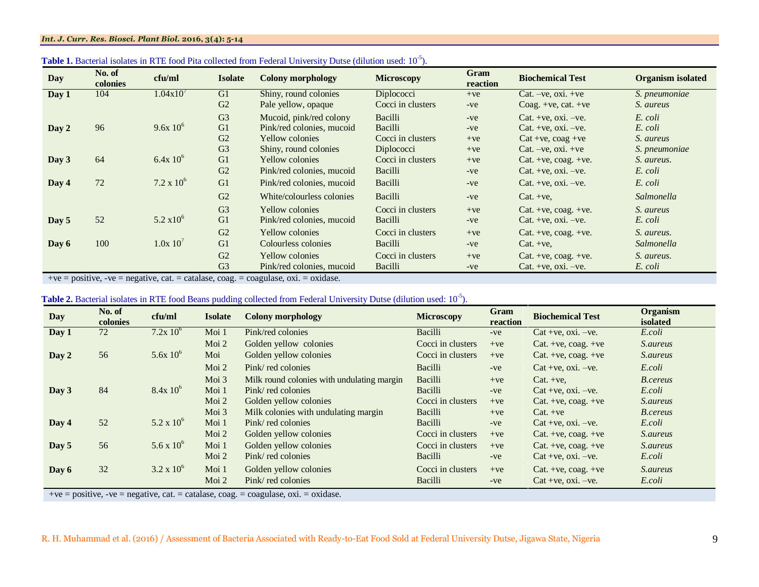**Table 1.** Bacterial isolates in RTE food Pita collected from Federal University Dutse (dilution used: $10^{-5}$).

| Day | No. of colonies | cfu/ml | Isolate | Colony morphology | Microscopy | Gram reaction | Biochemical Test | Organism isolated |
|---|---|---|---|---|---|---|---|---|
| **Day 1** | 104 | $1.04 \times 10^{7}$ | G1 | Shiny, round colonies | Diplococci | +ve | Cat. –ve, oxi. +ve | *S. pneumoniae* |
| | | | G2 | Pale yellow, opaque | Cocci in clusters | -ve | Coag. +ve, cat. +ve | *S. aureus* |
| | | | G3 | Mucoid, pink/red colony | Bacilli | -ve | Cat. +ve, oxi. –ve. | *E. coli* |
| **Day 2** | 96 | $9.6 \times 10^{6}$ | G1 | Pink/red colonies, mucoid | Bacilli | -ve | Cat. +ve, oxi. –ve. | *E. coli* |
| | | | G2 | Yellow colonies | Cocci in clusters | +ve | Cat +ve, coag +ve | *S. aureus* |
| | | | G3 | Shiny, round colonies | Diplococci | +ve | Cat. –ve, oxi. +ve | *S. pneumoniae* |
| **Day 3** | 64 | $6.4 \times 10^{6}$ | G1 | Yellow colonies | Cocci in clusters | +ve | Cat. +ve, coag. +ve. | *S. aureus.* |
| | | | G2 | Pink/red colonies, mucoid | Bacilli | -ve | Cat. +ve, oxi. –ve. | *E. coli* |
| **Day 4** | 72 | $7.2 \times 10^{6}$ | G1 | Pink/red colonies, mucoid | Bacilli | -ve | Cat. +ve, oxi. –ve. | *E. coli* |
| | | | G2 | White/colourless colonies | Bacilli | -ve | Cat. +ve, | *Salmonella* |
| | | | G3 | Yellow colonies | Cocci in clusters | +ve | Cat. +ve, coag. +ve. | *S. aureus* |
| **Day 5** | 52 | $5.2 \times 10^{6}$ | G1 | Pink/red colonies, mucoid | Bacilli | -ve | Cat. +ve, oxi. –ve. | *E. coli* |
| | | | G2 | Yellow colonies | Cocci in clusters | +ve | Cat. +ve, coag. +ve. | *S. aureus.* |
| **Day 6** | 100 | $1.0 \times 10^{7}$ | G1 | Colourless colonies | Bacilli | -ve | Cat. +ve, | *Salmonella* |
| | | | G2 | Yellow colonies | Cocci in clusters | +ve | Cat. +ve, coag. +ve. | *S. aureus.* |
| | | | G3 | Pink/red colonies, mucoid | Bacilli | -ve | Cat. +ve, oxi. –ve. | *E. coli* |

+ve = positive, -ve = negative, cat. = catalase, coag. = coagulase, oxi. = oxidase.

**Table 2.** Bacterial isolates in RTE food Beans pudding collected from Federal University Dutse (dilution used: $10^{-5}$).

| Day | No. of colonies | cfu/ml | Isolate | Colony morphology | Microscopy | Gram reaction | Biochemical Test | Organism isolated |
|---|---|---|---|---|---|---|---|---|
| **Day 1** | 72 | $7.2 \times 10^{6}$ | Moi 1 | Pink/red colonies | Bacilli | -ve | Cat +ve, oxi. –ve. | *E.coli* |
| | | | Moi 2 | Golden yellow colonies | Cocci in clusters | +ve | Cat. +ve, coag. +ve | *S.aureus* |
| **Day 2** | 56 | $5.6 \times 10^{6}$ | Moi | Golden yellow colonies | Cocci in clusters | +ve | Cat. +ve, coag. +ve | *S.aureus* |
| | | | Moi 2 | Pink/ red colonies | Bacilli | -ve | Cat +ve, oxi. –ve. | *E.coli* |
| | | | Moi 3 | Milk round colonies with undulating margin | Bacilli | +ve | Cat. +ve, | *B.cereus* |
| **Day 3** | 84 | $8.4 \times 10^{6}$ | Moi 1 | Pink/ red colonies | Bacilli | -ve | Cat +ve, oxi. –ve. | *E.coli* |
| | | | Moi 2 | Golden yellow colonies | Cocci in clusters | +ve | Cat. +ve, coag. +ve | *S.aureus* |
| | | | Moi 3 | Milk colonies with undulating margin | Bacilli | +ve | Cat. +ve | *B.cereus* |
| **Day 4** | 52 | $5.2 \times 10^{6}$ | Moi 1 | Pink/ red colonies | Bacilli | -ve | Cat +ve, oxi. –ve. | *E.coli* |
| | | | Moi 2 | Golden yellow colonies | Cocci in clusters | +ve | Cat. +ve, coag. +ve | *S.aureus* |
| **Day 5** | 56 | $5.6 \times 10^{6}$ | Moi 1 | Golden yellow colonies | Cocci in clusters | +ve | Cat. +ve, coag. +ve | *S.aureus* |
| | | | Moi 2 | Pink/ red colonies | Bacilli | -ve | Cat +ve, oxi. –ve. | *E.coli* |
| **Day 6** | 32 | $3.2 \times 10^{6}$ | Moi 1 | Golden yellow colonies | Cocci in clusters | +ve | Cat. +ve, coag. +ve | *S.aureus* |
| | | | Moi 2 | Pink/ red colonies | Bacilli | -ve | Cat +ve, oxi. –ve. | *E.coli* |

+ve = positive, -ve = negative, cat. = catalase, coag. = coagulase, oxi. = oxidase.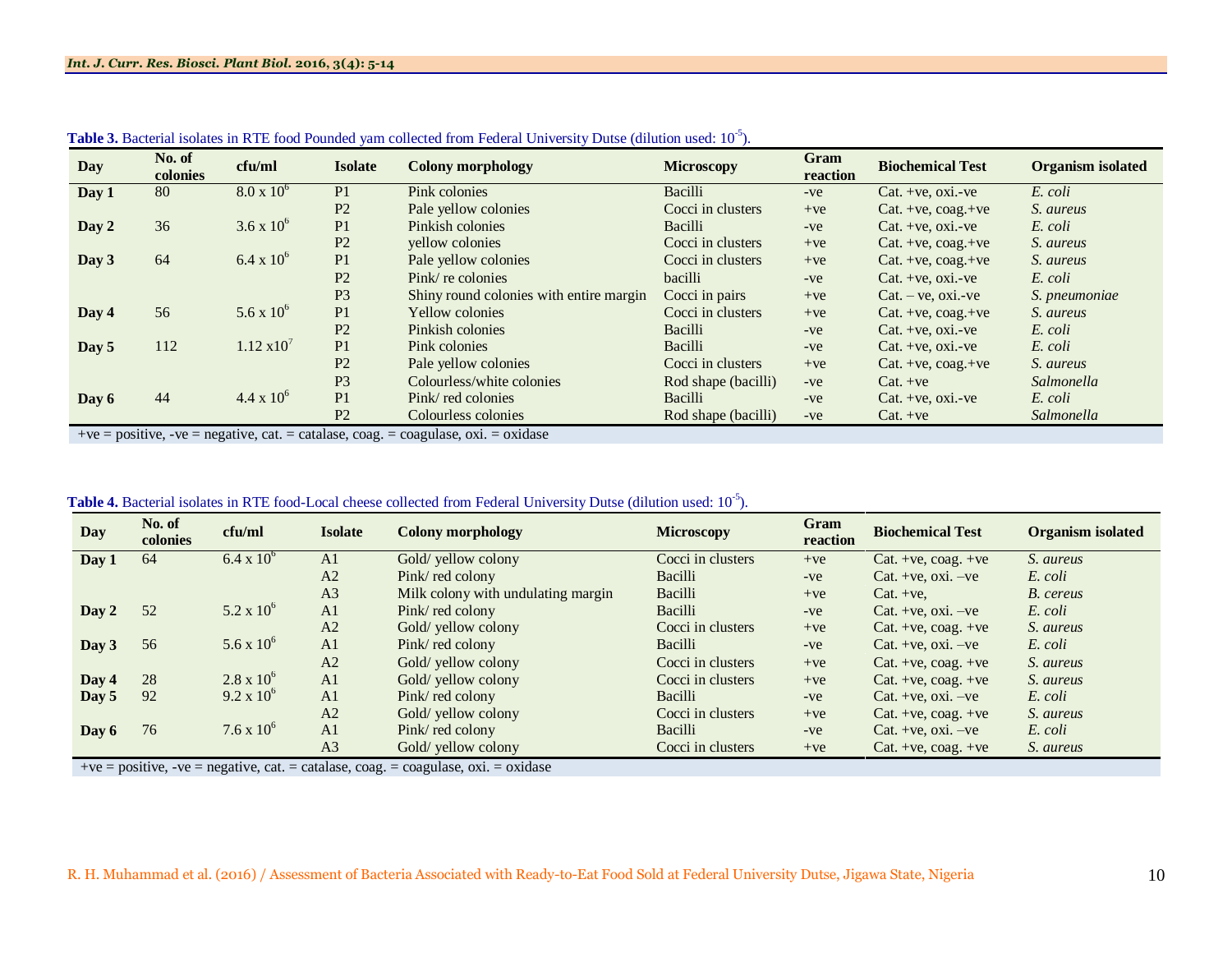**Table 3.** Bacterial isolates in RTE food Pounded yam collected from Federal University Dutse (dilution used: $10^{-5}$).

| Day | No. of colonies | cfu/ml | Isolate | Colony morphology | Microscopy | Gram reaction | Biochemical Test | Organism isolated |
|---|---|---|---|---|---|---|---|---|
| **Day 1** | 80 | $8.0 \times 10^6$ | P1 | Pink colonies | Bacilli | -ve | Cat. +ve, oxi.-ve | *E. coli* |
| | | | P2 | Pale yellow colonies | Cocci in clusters | +ve | Cat. +ve, coag.+ve | *S. aureus* |
| **Day 2** | 36 | $3.6 \times 10^6$ | P1 | Pinkish colonies | Bacilli | -ve | Cat. +ve, oxi.-ve | *E. coli* |
| | | | P2 | yellow colonies | Cocci in clusters | +ve | Cat. +ve, coag.+ve | *S. aureus* |
| **Day 3** | 64 | $6.4 \times 10^6$ | P1 | Pale yellow colonies | Cocci in clusters | +ve | Cat. +ve, coag.+ve | *S. aureus* |
| | | | P2 | Pink/ re colonies | bacilli | -ve | Cat. +ve, oxi.-ve | *E. coli* |
| | | | P3 | Shiny round colonies with entire margin | Cocci in pairs | +ve | Cat. – ve, oxi.-ve | *S. pneumoniae* |
| **Day 4** | 56 | $5.6 \times 10^6$ | P1 | Yellow colonies | Cocci in clusters | +ve | Cat. +ve, coag.+ve | *S. aureus* |
| | | | P2 | Pinkish colonies | Bacilli | -ve | Cat. +ve, oxi.-ve | *E. coli* |
| **Day 5** | 112 | $1.12 \times 10^7$ | P1 | Pink colonies | Bacilli | -ve | Cat. +ve, oxi.-ve | *E. coli* |
| | | | P2 | Pale yellow colonies | Cocci in clusters | +ve | Cat. +ve, coag.+ve | *S. aureus* |
| | | | P3 | Colourless/white colonies | Rod shape (bacilli) | -ve | Cat. +ve | *Salmonella* |
| **Day 6** | 44 | $4.4 \times 10^6$ | P1 | Pink/ red colonies | Bacilli | -ve | Cat. +ve, oxi.-ve | *E. coli* |
| | | | P2 | Colourless colonies | Rod shape (bacilli) | -ve | Cat. +ve | *Salmonella* |

+ve = positive, -ve = negative, cat. = catalase, coag. = coagulase, oxi. = oxidase

**Table 4.** Bacterial isolates in RTE food-Local cheese collected from Federal University Dutse (dilution used: $10^{-5}$).

| Day | No. of colonies | cfu/ml | Isolate | Colony morphology | Microscopy | Gram reaction | Biochemical Test | Organism isolated |
|---|---|---|---|---|---|---|---|---|
| **Day 1** | 64 | $6.4 \times 10^6$ | A1 | Gold/ yellow colony | Cocci in clusters | +ve | Cat. +ve, coag. +ve | *S. aureus* |
| | | | A2 | Pink/ red colony | Bacilli | -ve | Cat. +ve, oxi. –ve | *E. coli* |
| | | | A3 | Milk colony with undulating margin | Bacilli | +ve | Cat. +ve, | *B. cereus* |
| **Day 2** | 52 | $5.2 \times 10^6$ | A1 | Pink/ red colony | Bacilli | -ve | Cat. +ve, oxi. –ve | *E. coli* |
| | | | A2 | Gold/ yellow colony | Cocci in clusters | +ve | Cat. +ve, coag. +ve | *S. aureus* |
| **Day 3** | 56 | $5.6 \times 10^6$ | A1 | Pink/ red colony | Bacilli | -ve | Cat. +ve, oxi. –ve | *E. coli* |
| | | | A2 | Gold/ yellow colony | Cocci in clusters | +ve | Cat. +ve, coag. +ve | *S. aureus* |
| **Day 4** | 28 | $2.8 \times 10^6$ | A1 | Gold/ yellow colony | Cocci in clusters | +ve | Cat. +ve, coag. +ve | *S. aureus* |
| **Day 5** | 92 | $9.2 \times 10^6$ | A1 | Pink/ red colony | Bacilli | -ve | Cat. +ve, oxi. –ve | *E. coli* |
| | | | A2 | Gold/ yellow colony | Cocci in clusters | +ve | Cat. +ve, coag. +ve | *S. aureus* |
| **Day 6** | 76 | $7.6 \times 10^6$ | A1 | Pink/ red colony | Bacilli | -ve | Cat. +ve, oxi. –ve | *E. coli* |
| | | | A3 | Gold/ yellow colony | Cocci in clusters | +ve | Cat. +ve, coag. +ve | *S. aureus* |

+ve = positive, -ve = negative, cat. = catalase, coag. = coagulase, oxi. = oxidase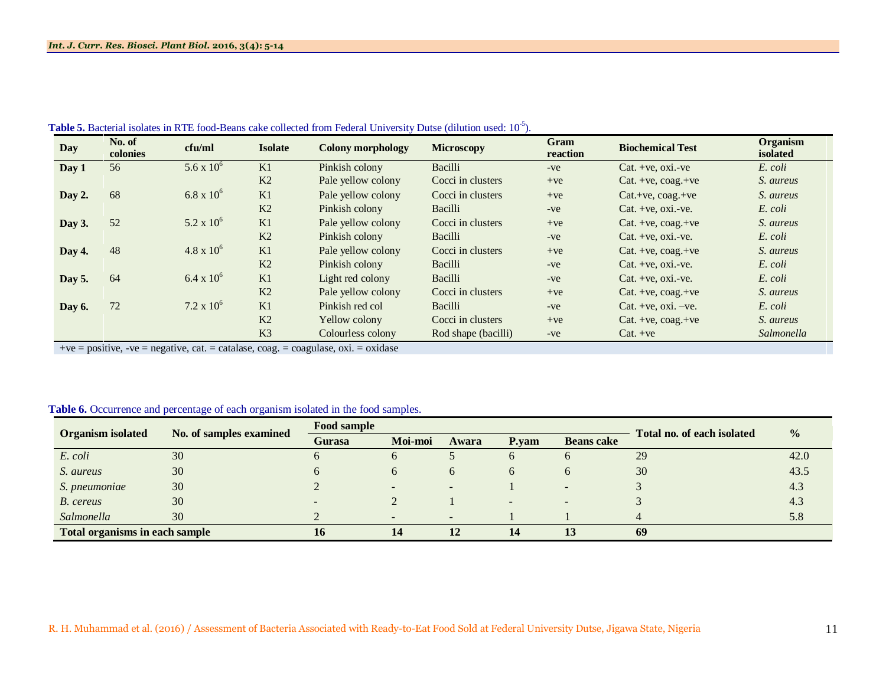**Table 5.** Bacterial isolates in RTE food-Beans cake collected from Federal University Dutse (dilution used: $10^{-5}$).

| Day | No. of colonies | cfu/ml | Isolate | Colony morphology | Microscopy | Gram reaction | Biochemical Test | Organism isolated |
|---|---|---|---|---|---|---|---|---|
| **Day 1** | 56 | $5.6 \times 10^6$ | K1 | Pinkish colony | Bacilli | -ve | Cat. +ve, oxi.-ve | *E. coli* |
| | | | K2 | Pale yellow colony | Cocci in clusters | +ve | Cat. +ve, coag.+ve | *S. aureus* |
| **Day 2.** | 68 | $6.8 \times 10^6$ | K1 | Pale yellow colony | Cocci in clusters | +ve | Cat.+ve, coag.+ve | *S. aureus* |
| | | | K2 | Pinkish colony | Bacilli | -ve | Cat. +ve, oxi.-ve. | *E. coli* |
| **Day 3.** | 52 | $5.2 \times 10^6$ | K1 | Pale yellow colony | Cocci in clusters | +ve | Cat. +ve, coag.+ve | *S. aureus* |
| | | | K2 | Pinkish colony | Bacilli | -ve | Cat. +ve, oxi.-ve. | *E. coli* |
| **Day 4.** | 48 | $4.8 \times 10^6$ | K1 | Pale yellow colony | Cocci in clusters | +ve | Cat. +ve, coag.+ve | *S. aureus* |
| | | | K2 | Pinkish colony | Bacilli | -ve | Cat. +ve, oxi.-ve. | *E. coli* |
| **Day 5.** | 64 | $6.4 \times 10^6$ | K1 | Light red colony | Bacilli | -ve | Cat. +ve, oxi.-ve. | *E. coli* |
| | | | K2 | Pale yellow colony | Cocci in clusters | +ve | Cat. +ve, coag.+ve | *S. aureus* |
| **Day 6.** | 72 | $7.2 \times 10^6$ | K1 | Pinkish red col | Bacilli | -ve | Cat. +ve, oxi. –ve. | *E. coli* |
| | | | K2 | Yellow colony | Cocci in clusters | +ve | Cat. +ve, coag.+ve | *S. aureus* |
| | | | K3 | Colourless colony | Rod shape (bacilli) | -ve | Cat. +ve | *Salmonella* |

+ve = positive, -ve = negative, cat. = catalase, coag. = coagulase, oxi. = oxidase

**Table 6.** Occurrence and percentage of each organism isolated in the food samples.

| Organism isolated | No. of samples examined | Food sample | | | | | Total no. of each isolated | % |
|---|---|---|---|---|---|---|---|---|
| | | Gurasa | Moi-moi | Awara | P.yam | Beans cake | | |
| *E. coli* | 30 | 6 | 6 | 5 | 6 | 6 | 29 | 42.0 |
| *S. aureus* | 30 | 6 | 6 | 6 | 6 | 6 | 30 | 43.5 |
| *S. pneumoniae* | 30 | 2 | - | - | 1 | - | 3 | 4.3 |
| *B. cereus* | 30 | - | 2 | 1 | - | - | 3 | 4.3 |
| *Salmonella* | 30 | 2 | - | - | 1 | 1 | 4 | 5.8 |
| **Total organisms in each sample** | | **16** | **14** | **12** | **14** | **13** | **69** | |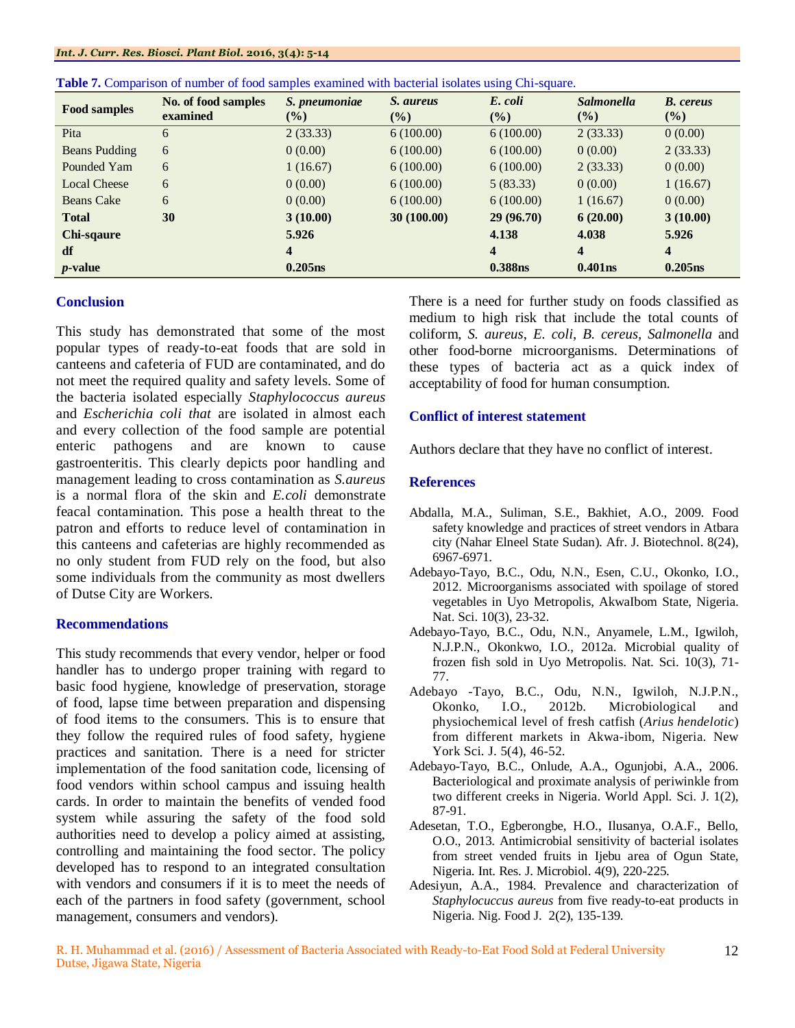**Table 7.** Comparison of number of food samples examined with bacterial isolates using Chi-square.

| Food samples | No. of food samples examined | *S. pneumoniae* (%) | *S. aureus* (%) | *E. coli* (%) | *Salmonella* (%) | *B. cereus* (%) |
|---|---|---|---|---|---|---|
| Pita | 6 | 2 (33.33) | 6 (100.00) | 6 (100.00) | 2 (33.33) | 0 (0.00) |
| Beans Pudding | 6 | 0 (0.00) | 6 (100.00) | 6 (100.00) | 0 (0.00) | 2 (33.33) |
| Pounded Yam | 6 | 1 (16.67) | 6 (100.00) | 6 (100.00) | 2 (33.33) | 0 (0.00) |
| Local Cheese | 6 | 0 (0.00) | 6 (100.00) | 5 (83.33) | 0 (0.00) | 1 (16.67) |
| Beans Cake | 6 | 0 (0.00) | 6 (100.00) | 6 (100.00) | 1 (16.67) | 0 (0.00) |
| **Total** | **30** | **3 (10.00)** | **30 (100.00)** | **29 (96.70)** | **6 (20.00)** | **3 (10.00)** |
| **Chi-sqaure** | | **5.926** | | **4.138** | **4.038** | **5.926** |
| **df** | | **4** | | **4** | **4** | **4** |
| ***p*-value** | | **0.205ns** | | **0.388ns** | **0.401ns** | **0.205ns** |

## Conclusion

This study has demonstrated that some of the most popular types of ready-to-eat foods that are sold in canteens and cafeteria of FUD are contaminated, and do not meet the required quality and safety levels. Some of the bacteria isolated especially *Staphylococcus aureus* and *Escherichia coli that* are isolated in almost each and every collection of the food sample are potential enteric pathogens and are known to cause gastroenteritis. This clearly depicts poor handling and management leading to cross contamination as *S.aureus* is a normal flora of the skin and *E.coli* demonstrate feacal contamination. This pose a health threat to the patron and efforts to reduce level of contamination in this canteens and cafeterias are highly recommended as no only student from FUD rely on the food, but also some individuals from the community as most dwellers of Dutse City are Workers.

## Recommendations

This study recommends that every vendor, helper or food handler has to undergo proper training with regard to basic food hygiene, knowledge of preservation, storage of food, lapse time between preparation and dispensing of food items to the consumers. This is to ensure that they follow the required rules of food safety, hygiene practices and sanitation. There is a need for stricter implementation of the food sanitation code, licensing of food vendors within school campus and issuing health cards. In order to maintain the benefits of vended food system while assuring the safety of the food sold authorities need to develop a policy aimed at assisting, controlling and maintaining the food sector. The policy developed has to respond to an integrated consultation with vendors and consumers if it is to meet the needs of each of the partners in food safety (government, school management, consumers and vendors).

There is a need for further study on foods classified as medium to high risk that include the total counts of coliform, *S. aureus*, *E. coli*, *B. cereus, Salmonella* and other food-borne microorganisms. Determinations of these types of bacteria act as a quick index of acceptability of food for human consumption.

## Conflict of interest statement

Authors declare that they have no conflict of interest.

## References

Abdalla, M.A., Suliman, S.E., Bakhiet, A.O., 2009. Food safety knowledge and practices of street vendors in Atbara city (Nahar Elneel State Sudan). Afr. J. Biotechnol. 8(24), 6967-6971.

Adebayo-Tayo, B.C., Odu, N.N., Esen, C.U., Okonko, I.O., 2012. Microorganisms associated with spoilage of stored vegetables in Uyo Metropolis, AkwaIbom State, Nigeria. Nat. Sci. 10(3), 23-32.

Adebayo-Tayo, B.C., Odu, N.N., Anyamele, L.M., Igwiloh, N.J.P.N., Okonkwo, I.O., 2012a. Microbial quality of frozen fish sold in Uyo Metropolis. Nat. Sci. 10(3), 71-77.

Adebayo -Tayo, B.C., Odu, N.N., Igwiloh, N.J.P.N., Okonko, I.O., 2012b. Microbiological and physiochemical level of fresh catfish (*Arius hendelotic*) from different markets in Akwa-ibom, Nigeria. New York Sci. J. 5(4), 46-52.

Adebayo-Tayo, B.C., Onlude, A.A., Ogunjobi, A.A., 2006. Bacteriological and proximate analysis of periwinkle from two different creeks in Nigeria. World Appl. Sci. J. 1(2), 87-91.

Adesetan, T.O., Egberongbe, H.O., Ilusanya, O.A.F., Bello, O.O., 2013. Antimicrobial sensitivity of bacterial isolates from street vended fruits in Ijebu area of Ogun State, Nigeria. Int. Res. J. Microbiol. 4(9), 220-225.

Adesiyun, A.A., 1984. Prevalence and characterization of *Staphylocuccus aureus* from five ready-to-eat products in Nigeria. Nig. Food J. 2(2), 135-139.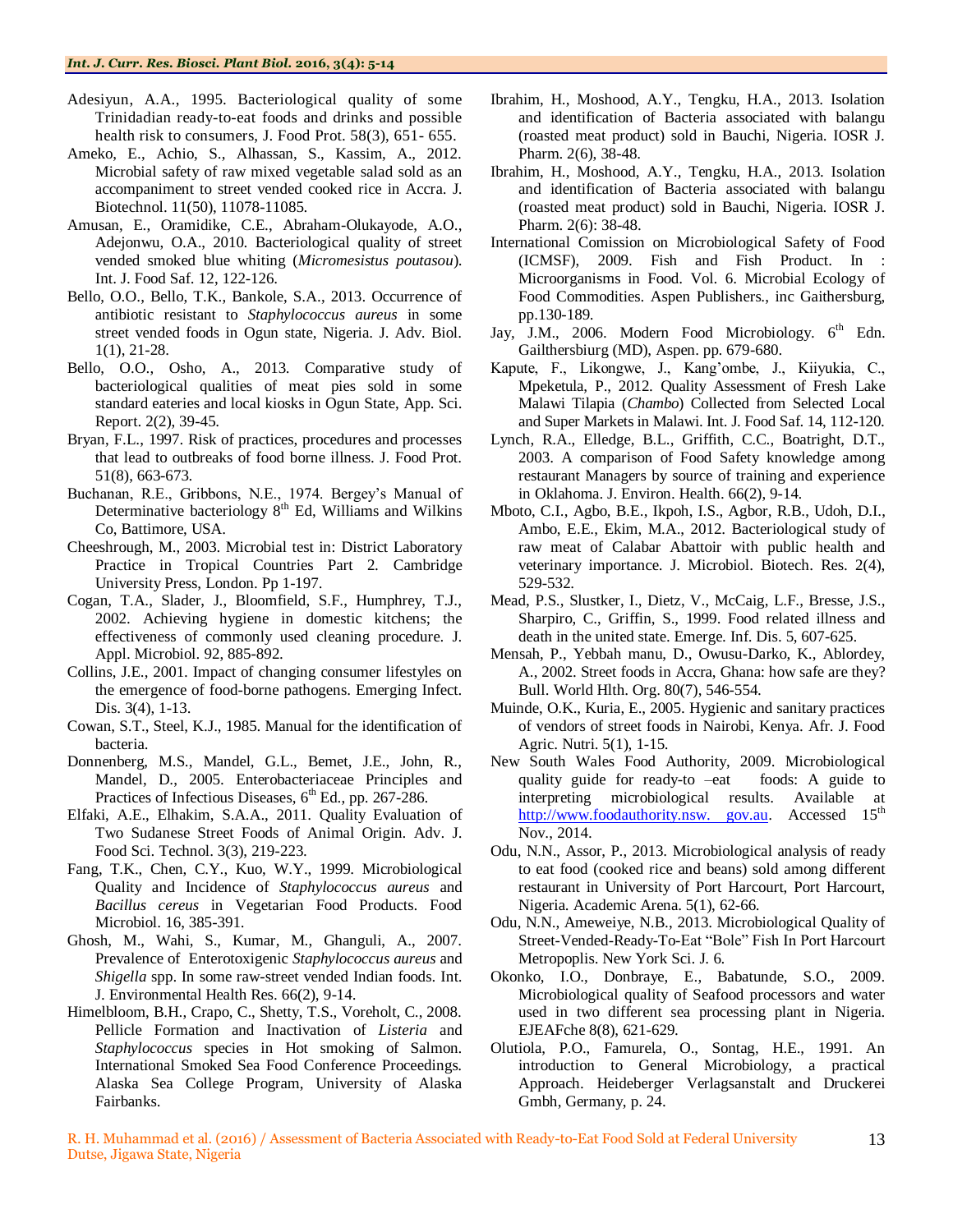Adesiyun, A.A., 1995. Bacteriological quality of some Trinidadian ready-to-eat foods and drinks and possible health risk to consumers, J. Food Prot. 58(3), 651- 655.

Ameko, E., Achio, S., Alhassan, S., Kassim, A., 2012. Microbial safety of raw mixed vegetable salad sold as an accompaniment to street vended cooked rice in Accra. J. Biotechnol. 11(50), 11078-11085.

Amusan, E., Oramidike, C.E., Abraham-Olukayode, A.O., Adejonwu, O.A., 2010. Bacteriological quality of street vended smoked blue whiting (*Micromesistus poutasou*). Int. J. Food Saf. 12, 122-126.

Bello, O.O., Bello, T.K., Bankole, S.A., 2013. Occurrence of antibiotic resistant to *Staphylococcus aureus* in some street vended foods in Ogun state, Nigeria. J. Adv. Biol. 1(1), 21-28.

Bello, O.O., Osho, A., 2013. Comparative study of bacteriological qualities of meat pies sold in some standard eateries and local kiosks in Ogun State, App. Sci. Report. 2(2), 39-45.

Bryan, F.L., 1997. Risk of practices, procedures and processes that lead to outbreaks of food borne illness. J. Food Prot. 51(8), 663-673.

Buchanan, R.E., Gribbons, N.E., 1974. Bergey's Manual of Determinative bacteriology 8th Ed, Williams and Wilkins Co, Battimore, USA.

Cheesbrough, M., 2003. Microbial test in: District Laboratory Practice in Tropical Countries Part 2. Cambridge University Press, London. Pp 1-197.

Cogan, T.A., Slader, J., Bloomfield, S.F., Humphrey, T.J., 2002. Achieving hygiene in domestic kitchens; the effectiveness of commonly used cleaning procedure. J. Appl. Microbiol. 92, 885-892.

Collins, J.E., 2001. Impact of changing consumer lifestyles on the emergence of food-borne pathogens. Emerging Infect. Dis. 3(4), 1-13.

Cowan, S.T., Steel, K.J., 1985. Manual for the identification of bacteria.

Donnenberg, M.S., Mandel, G.L., Bemet, J.E., John, R., Mandel, D., 2005. Enterobacteriaceae Principles and Practices of Infectious Diseases, 6th Ed., pp. 267-286.

Elfaki, A.E., Elhakim, S.A.A., 2011. Quality Evaluation of Two Sudanese Street Foods of Animal Origin. Adv. J. Food Sci. Technol. 3(3), 219-223.

Fang, T.K., Chen, C.Y., Kuo, W.Y., 1999. Microbiological Quality and Incidence of *Staphylococcus aureus* and *Bacillus cereus* in Vegetarian Food Products. Food Microbiol. 16, 385-391.

Ghosh, M., Wahi, S., Kumar, M., Ghanguli, A., 2007. Prevalence of Enterotoxigenic *Staphylococcus aureus* and *Shigella* spp. In some raw-street vended Indian foods. Int. J. Environmental Health Res. 66(2), 9-14.

Himelbloom, B.H., Crapo, C., Shetty, T.S., Voreholt, C., 2008. Pellicle Formation and Inactivation of *Listeria* and *Staphylococcus* species in Hot smoking of Salmon. International Smoked Sea Food Conference Proceedings. Alaska Sea College Program, University of Alaska Fairbanks.

Ibrahim, H., Moshood, A.Y., Tengku, H.A., 2013. Isolation and identification of Bacteria associated with balangu (roasted meat product) sold in Bauchi, Nigeria. IOSR J. Pharm. 2(6), 38-48.

Ibrahim, H., Moshood, A.Y., Tengku, H.A., 2013. Isolation and identification of Bacteria associated with balangu (roasted meat product) sold in Bauchi, Nigeria. IOSR J. Pharm. 2(6): 38-48.

International Comission on Microbiological Safety of Food (ICMSF), 2009. Fish and Fish Product. In : Microorganisms in Food. Vol. 6. Microbial Ecology of Food Commodities. Aspen Publishers., inc Gaithersburg, pp.130-189.

Jay, J.M., 2006. Modern Food Microbiology. 6th Edn. Gailthersbiurg (MD), Aspen. pp. 679-680.

Kapute, F., Likongwe, J., Kang'ombe, J., Kiiyukia, C., Mpeketula, P., 2012. Quality Assessment of Fresh Lake Malawi Tilapia (*Chambo*) Collected from Selected Local and Super Markets in Malawi. Int. J. Food Saf. 14, 112-120.

Lynch, R.A., Elledge, B.L., Griffith, C.C., Boatright, D.T., 2003. A comparison of Food Safety knowledge among restaurant Managers by source of training and experience in Oklahoma. J. Environ. Health. 66(2), 9-14.

Mboto, C.I., Agbo, B.E., Ikpoh, I.S., Agbor, R.B., Udoh, D.I., Ambo, E.E., Ekim, M.A., 2012. Bacteriological study of raw meat of Calabar Abattoir with public health and veterinary importance. J. Microbiol. Biotech. Res. 2(4), 529-532.

Mead, P.S., Slustker, I., Dietz, V., McCaig, L.F., Bresse, J.S., Sharpiro, C., Griffin, S., 1999. Food related illness and death in the united state. Emerge. Inf. Dis. 5, 607-625.

Mensah, P., Yebbah manu, D., Owusu-Darko, K., Ablordey, A., 2002. Street foods in Accra, Ghana: how safe are they? Bull. World Hlth. Org. 80(7), 546-554.

Muinde, O.K., Kuria, E., 2005. Hygienic and sanitary practices of vendors of street foods in Nairobi, Kenya. Afr. J. Food Agric. Nutri. 5(1), 1-15.

New South Wales Food Authority, 2009. Microbiological quality guide for ready-to –eat foods: A guide to interpreting microbiological results. Available at http://www.foodauthority.nsw. gov.au. Accessed 15th Nov., 2014.

Odu, N.N., Assor, P., 2013. Microbiological analysis of ready to eat food (cooked rice and beans) sold among different restaurant in University of Port Harcourt, Port Harcourt, Nigeria. Academic Arena. 5(1), 62-66.

Odu, N.N., Ameweiye, N.B., 2013. Microbiological Quality of Street-Vended-Ready-To-Eat "Bole" Fish In Port Harcourt Metropoplis. New York Sci. J. 6.

Okonko, I.O., Donbraye, E., Babatunde, S.O., 2009. Microbiological quality of Seafood processors and water used in two different sea processing plant in Nigeria. EJEAFche 8(8), 621-629.

Olutiola, P.O., Famurela, O., Sontag, H.E., 1991. An introduction to General Microbiology, a practical Approach. Heideberger Verlagsanstalt and Druckerei Gmbh, Germany, p. 24.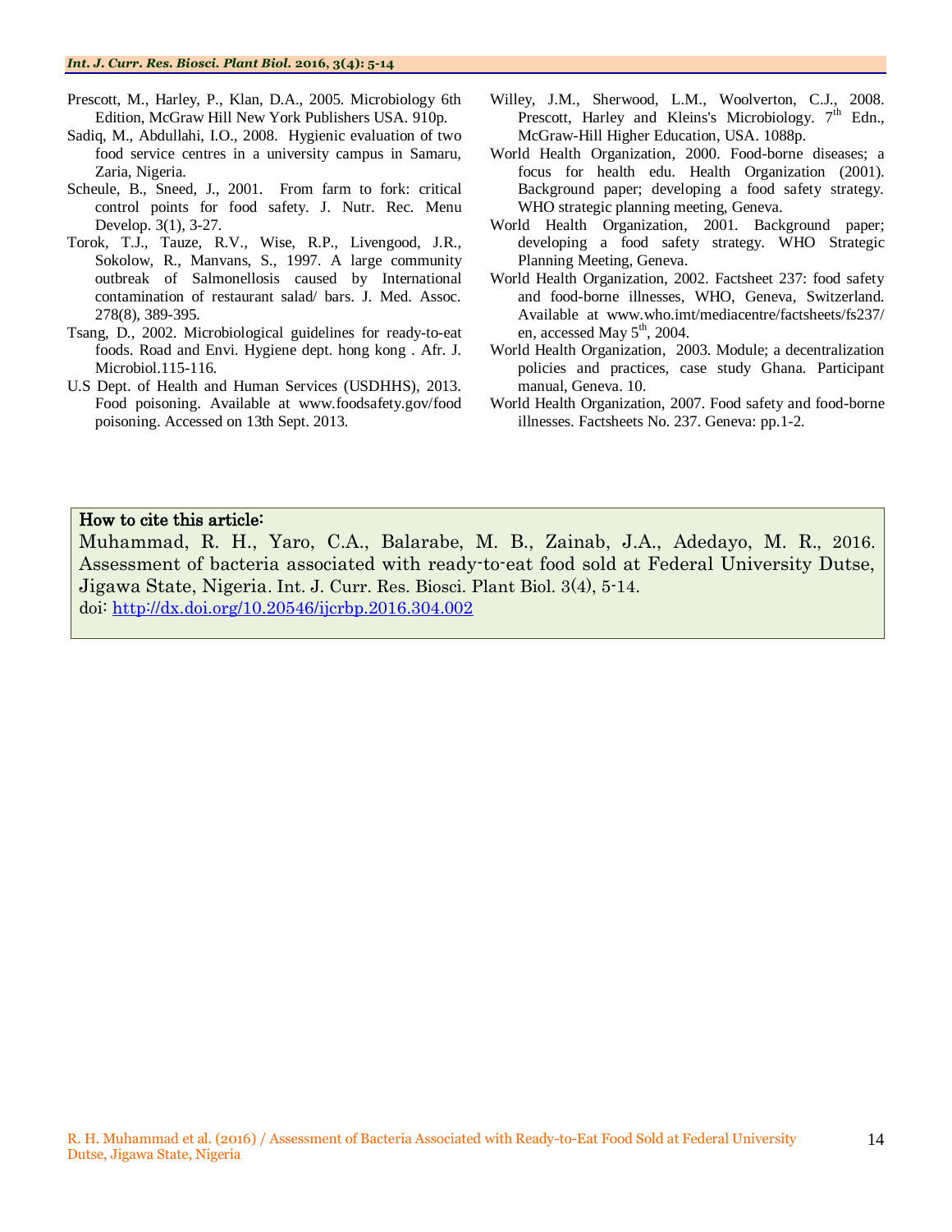Prescott, M., Harley, P., Klan, D.A., 2005. Microbiology 6th Edition, McGraw Hill New York Publishers USA. 910p.

Sadiq, M., Abdullahi, I.O., 2008. Hygienic evaluation of two food service centres in a university campus in Samaru, Zaria, Nigeria.

Scheule, B., Sneed, J., 2001. From farm to fork: critical control points for food safety. J. Nutr. Rec. Menu Develop. 3(1), 3-27.

Torok, T.J., Tauze, R.V., Wise, R.P., Livengood, J.R., Sokolow, R., Manvans, S., 1997. A large community outbreak of Salmonellosis caused by International contamination of restaurant salad/ bars. J. Med. Assoc. 278(8), 389-395.

Tsang, D., 2002. Microbiological guidelines for ready-to-eat foods. Road and Envi. Hygiene dept. hong kong . Afr. J. Microbiol.115-116.

U.S Dept. of Health and Human Services (USDHHS), 2013. Food poisoning. Available at www.foodsafety.gov/food poisoning. Accessed on 13th Sept. 2013.

Willey, J.M., Sherwood, L.M., Woolverton, C.J., 2008. Prescott, Harley and Kleins's Microbiology. 7th Edn., McGraw-Hill Higher Education, USA. 1088p.

World Health Organization, 2000. Food-borne diseases; a focus for health edu. Health Organization (2001). Background paper; developing a food safety strategy. WHO strategic planning meeting, Geneva.

World Health Organization, 2001. Background paper; developing a food safety strategy. WHO Strategic Planning Meeting, Geneva.

World Health Organization, 2002. Factsheet 237: food safety and food-borne illnesses, WHO, Geneva, Switzerland. Available at www.who.imt/mediacentre/factsheets/fs237/en, accessed May 5th, 2004.

World Health Organization, 2003. Module; a decentralization policies and practices, case study Ghana. Participant manual, Geneva. 10.

World Health Organization, 2007. Food safety and food-borne illnesses. Factsheets No. 237. Geneva: pp.1-2.

**How to cite this article:**

Muhammad, R. H., Yaro, C.A., Balarabe, M. B., Zainab, J.A., Adedayo, M. R., 2016. Assessment of bacteria associated with ready-to-eat food sold at Federal University Dutse, Jigawa State, Nigeria. Int. J. Curr. Res. Biosci. Plant Biol. 3(4), 5-14.
doi: http://dx.doi.org/10.20546/ijcrbp.2016.304.002